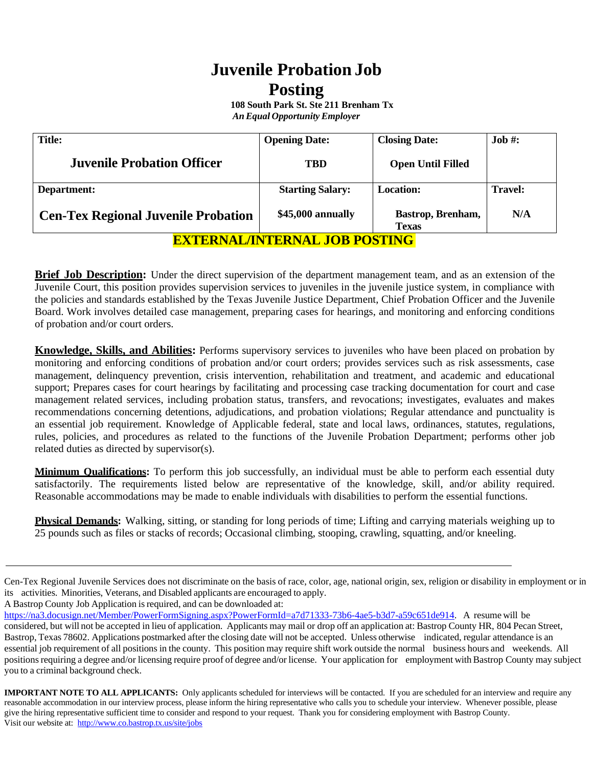# Juvenile Probation Job Posting

**108 South Park St. Ste 211 Brenham Tx**

***An Equal Opportunity Employer***

| Title: | Opening Date: | Closing Date: | Job #: |
|---|---|---|---|
| **Juvenile Probation Officer** | **TBD** | **Open Until Filled** | |
| **Department:** | **Starting Salary:** | **Location:** | **Travel:** |
| **Cen-Tex Regional Juvenile Probation** | **$45,000 annually** | **Bastrop, Brenham, Texas** | **N/A** |

**EXTERNAL/INTERNAL JOB POSTING**

**Brief Job Description:** Under the direct supervision of the department management team, and as an extension of the Juvenile Court, this position provides supervision services to juveniles in the juvenile justice system, in compliance with the policies and standards established by the Texas Juvenile Justice Department, Chief Probation Officer and the Juvenile Board. Work involves detailed case management, preparing cases for hearings, and monitoring and enforcing conditions of probation and/or court orders.

**Knowledge, Skills, and Abilities:** Performs supervisory services to juveniles who have been placed on probation by monitoring and enforcing conditions of probation and/or court orders; provides services such as risk assessments, case management, delinquency prevention, crisis intervention, rehabilitation and treatment, and academic and educational support; Prepares cases for court hearings by facilitating and processing case tracking documentation for court and case management related services, including probation status, transfers, and revocations; investigates, evaluates and makes recommendations concerning detentions, adjudications, and probation violations; Regular attendance and punctuality is an essential job requirement. Knowledge of Applicable federal, state and local laws, ordinances, statutes, regulations, rules, policies, and procedures as related to the functions of the Juvenile Probation Department; performs other job related duties as directed by supervisor(s).

**Minimum Qualifications:** To perform this job successfully, an individual must be able to perform each essential duty satisfactorily. The requirements listed below are representative of the knowledge, skill, and/or ability required. Reasonable accommodations may be made to enable individuals with disabilities to perform the essential functions.

**Physical Demands:** Walking, sitting, or standing for long periods of time; Lifting and carrying materials weighing up to 25 pounds such as files or stacks of records; Occasional climbing, stooping, crawling, squatting, and/or kneeling.

---

Cen-Tex Regional Juvenile Services does not discriminate on the basis of race, color, age, national origin, sex, religion or disability in employment or in its activities. Minorities, Veterans, and Disabled applicants are encouraged to apply.
A Bastrop County Job Application is required, and can be downloaded at:
https://na3.docusign.net/Member/PowerFormSigning.aspx?PowerFormId=a7d71333-73b6-4ae5-b3d7-a59c651de914. A resume will be considered, but will not be accepted in lieu of application. Applicants may mail or drop off an application at: Bastrop County HR, 804 Pecan Street, Bastrop, Texas 78602. Applications postmarked after the closing date will not be accepted. Unless otherwise indicated, regular attendance is an essential job requirement of all positions in the county. This position may require shift work outside the normal business hours and weekends. All positions requiring a degree and/or licensing require proof of degree and/or license. Your application for employment with Bastrop County may subject you to a criminal background check.

**IMPORTANT NOTE TO ALL APPLICANTS:** Only applicants scheduled for interviews will be contacted. If you are scheduled for an interview and require any reasonable accommodation in our interview process, please inform the hiring representative who calls you to schedule your interview. Whenever possible, please give the hiring representative sufficient time to consider and respond to your request. Thank you for considering employment with Bastrop County.
Visit our website at: http://www.co.bastrop.tx.us/site/jobs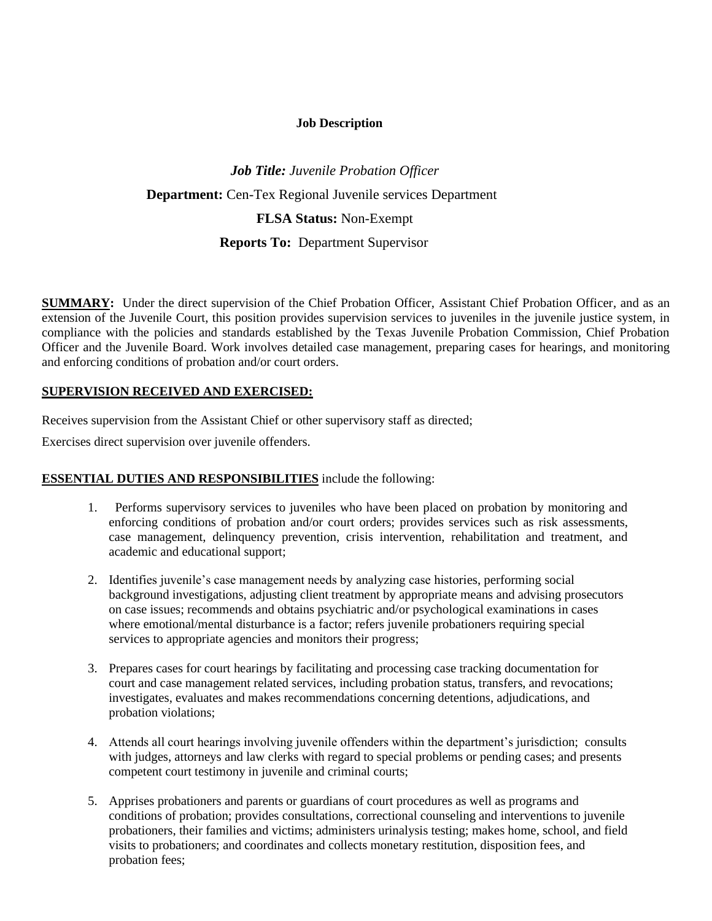**Job Description**

***Job Title:*** *Juvenile Probation Officer*

**Department:** Cen-Tex Regional Juvenile services Department

**FLSA Status:** Non-Exempt

**Reports To:** Department Supervisor

**SUMMARY:** Under the direct supervision of the Chief Probation Officer, Assistant Chief Probation Officer, and as an extension of the Juvenile Court, this position provides supervision services to juveniles in the juvenile justice system, in compliance with the policies and standards established by the Texas Juvenile Probation Commission, Chief Probation Officer and the Juvenile Board. Work involves detailed case management, preparing cases for hearings, and monitoring and enforcing conditions of probation and/or court orders.

**SUPERVISION RECEIVED AND EXERCISED:**

Receives supervision from the Assistant Chief or other supervisory staff as directed;

Exercises direct supervision over juvenile offenders.

**ESSENTIAL DUTIES AND RESPONSIBILITIES** include the following:

1. Performs supervisory services to juveniles who have been placed on probation by monitoring and enforcing conditions of probation and/or court orders; provides services such as risk assessments, case management, delinquency prevention, crisis intervention, rehabilitation and treatment, and academic and educational support;
2. Identifies juvenile's case management needs by analyzing case histories, performing social background investigations, adjusting client treatment by appropriate means and advising prosecutors on case issues; recommends and obtains psychiatric and/or psychological examinations in cases where emotional/mental disturbance is a factor; refers juvenile probationers requiring special services to appropriate agencies and monitors their progress;
3. Prepares cases for court hearings by facilitating and processing case tracking documentation for court and case management related services, including probation status, transfers, and revocations; investigates, evaluates and makes recommendations concerning detentions, adjudications, and probation violations;
4. Attends all court hearings involving juvenile offenders within the department's jurisdiction; consults with judges, attorneys and law clerks with regard to special problems or pending cases; and presents competent court testimony in juvenile and criminal courts;
5. Apprises probationers and parents or guardians of court procedures as well as programs and conditions of probation; provides consultations, correctional counseling and interventions to juvenile probationers, their families and victims; administers urinalysis testing; makes home, school, and field visits to probationers; and coordinates and collects monetary restitution, disposition fees, and probation fees;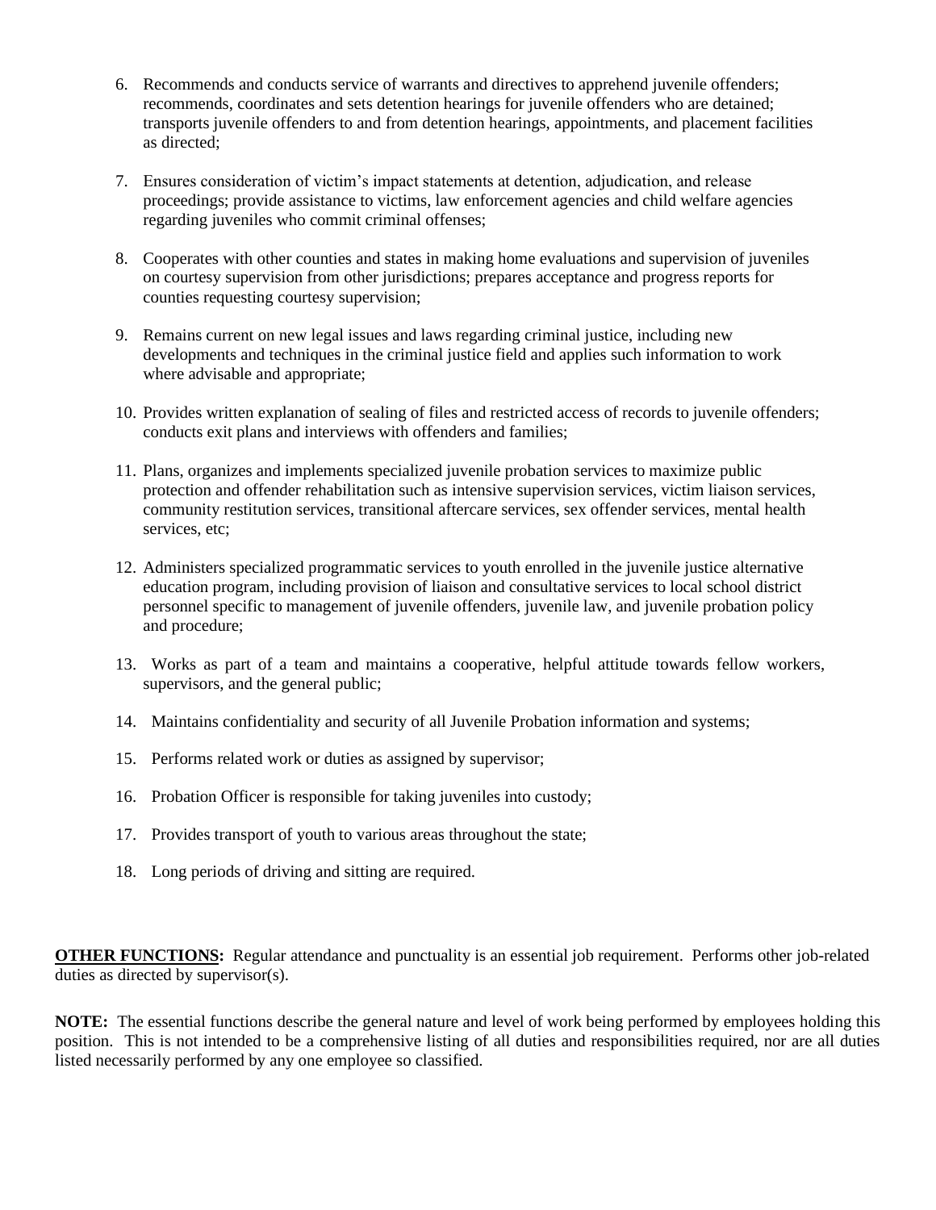6. Recommends and conducts service of warrants and directives to apprehend juvenile offenders; recommends, coordinates and sets detention hearings for juvenile offenders who are detained; transports juvenile offenders to and from detention hearings, appointments, and placement facilities as directed;

7. Ensures consideration of victim's impact statements at detention, adjudication, and release proceedings; provide assistance to victims, law enforcement agencies and child welfare agencies regarding juveniles who commit criminal offenses;

8. Cooperates with other counties and states in making home evaluations and supervision of juveniles on courtesy supervision from other jurisdictions; prepares acceptance and progress reports for counties requesting courtesy supervision;

9. Remains current on new legal issues and laws regarding criminal justice, including new developments and techniques in the criminal justice field and applies such information to work where advisable and appropriate;

10. Provides written explanation of sealing of files and restricted access of records to juvenile offenders; conducts exit plans and interviews with offenders and families;

11. Plans, organizes and implements specialized juvenile probation services to maximize public protection and offender rehabilitation such as intensive supervision services, victim liaison services, community restitution services, transitional aftercare services, sex offender services, mental health services, etc;

12. Administers specialized programmatic services to youth enrolled in the juvenile justice alternative education program, including provision of liaison and consultative services to local school district personnel specific to management of juvenile offenders, juvenile law, and juvenile probation policy and procedure;

13. Works as part of a team and maintains a cooperative, helpful attitude towards fellow workers, supervisors, and the general public;

14. Maintains confidentiality and security of all Juvenile Probation information and systems;

15. Performs related work or duties as assigned by supervisor;

16. Probation Officer is responsible for taking juveniles into custody;

17. Provides transport of youth to various areas throughout the state;

18. Long periods of driving and sitting are required.

**OTHER FUNCTIONS:** Regular attendance and punctuality is an essential job requirement. Performs other job-related duties as directed by supervisor(s).

**NOTE:** The essential functions describe the general nature and level of work being performed by employees holding this position. This is not intended to be a comprehensive listing of all duties and responsibilities required, nor are all duties listed necessarily performed by any one employee so classified.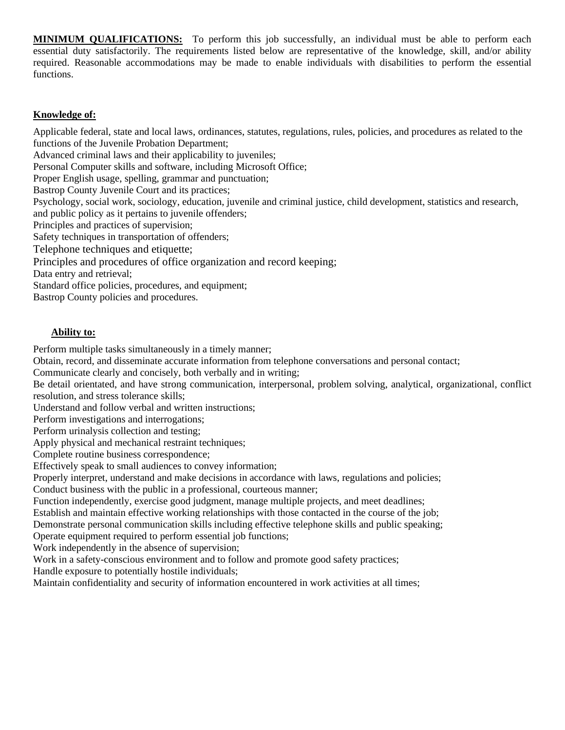**MINIMUM QUALIFICATIONS:** To perform this job successfully, an individual must be able to perform each essential duty satisfactorily. The requirements listed below are representative of the knowledge, skill, and/or ability required. Reasonable accommodations may be made to enable individuals with disabilities to perform the essential functions.

**Knowledge of:**

Applicable federal, state and local laws, ordinances, statutes, regulations, rules, policies, and procedures as related to the functions of the Juvenile Probation Department;
Advanced criminal laws and their applicability to juveniles;
Personal Computer skills and software, including Microsoft Office;
Proper English usage, spelling, grammar and punctuation;
Bastrop County Juvenile Court and its practices;
Psychology, social work, sociology, education, juvenile and criminal justice, child development, statistics and research, and public policy as it pertains to juvenile offenders;
Principles and practices of supervision;
Safety techniques in transportation of offenders;
Telephone techniques and etiquette;
Principles and procedures of office organization and record keeping;
Data entry and retrieval;
Standard office policies, procedures, and equipment;
Bastrop County policies and procedures.

**Ability to:**

Perform multiple tasks simultaneously in a timely manner;
Obtain, record, and disseminate accurate information from telephone conversations and personal contact;
Communicate clearly and concisely, both verbally and in writing;
Be detail orientated, and have strong communication, interpersonal, problem solving, analytical, organizational, conflict resolution, and stress tolerance skills;
Understand and follow verbal and written instructions;
Perform investigations and interrogations;
Perform urinalysis collection and testing;
Apply physical and mechanical restraint techniques;
Complete routine business correspondence;
Effectively speak to small audiences to convey information;
Properly interpret, understand and make decisions in accordance with laws, regulations and policies;
Conduct business with the public in a professional, courteous manner;
Function independently, exercise good judgment, manage multiple projects, and meet deadlines;
Establish and maintain effective working relationships with those contacted in the course of the job;
Demonstrate personal communication skills including effective telephone skills and public speaking;
Operate equipment required to perform essential job functions;
Work independently in the absence of supervision;
Work in a safety-conscious environment and to follow and promote good safety practices;
Handle exposure to potentially hostile individuals;
Maintain confidentiality and security of information encountered in work activities at all times;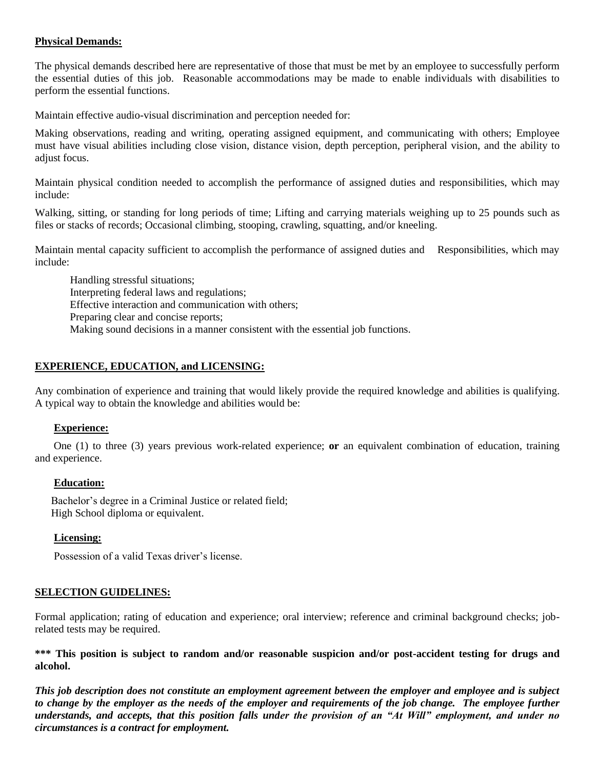**Physical Demands:**

The physical demands described here are representative of those that must be met by an employee to successfully perform the essential duties of this job. Reasonable accommodations may be made to enable individuals with disabilities to perform the essential functions.

Maintain effective audio-visual discrimination and perception needed for:

Making observations, reading and writing, operating assigned equipment, and communicating with others; Employee must have visual abilities including close vision, distance vision, depth perception, peripheral vision, and the ability to adjust focus.

Maintain physical condition needed to accomplish the performance of assigned duties and responsibilities, which may include:

Walking, sitting, or standing for long periods of time; Lifting and carrying materials weighing up to 25 pounds such as files or stacks of records; Occasional climbing, stooping, crawling, squatting, and/or kneeling.

Maintain mental capacity sufficient to accomplish the performance of assigned duties and Responsibilities, which may include:

Handling stressful situations;
Interpreting federal laws and regulations;
Effective interaction and communication with others;
Preparing clear and concise reports;
Making sound decisions in a manner consistent with the essential job functions.

**EXPERIENCE, EDUCATION, and LICENSING:**

Any combination of experience and training that would likely provide the required knowledge and abilities is qualifying. A typical way to obtain the knowledge and abilities would be:

**Experience:**

One (1) to three (3) years previous work-related experience; **or** an equivalent combination of education, training and experience.

**Education:**

Bachelor's degree in a Criminal Justice or related field;
High School diploma or equivalent.

**Licensing:**

Possession of a valid Texas driver's license.

**SELECTION GUIDELINES:**

Formal application; rating of education and experience; oral interview; reference and criminal background checks; job-related tests may be required.

**\*\*\* This position is subject to random and/or reasonable suspicion and/or post-accident testing for drugs and alcohol.**

***This job description does not constitute an employment agreement between the employer and employee and is subject to change by the employer as the needs of the employer and requirements of the job change. The employee further understands, and accepts, that this position falls under the provision of an "At Will" employment, and under no circumstances is a contract for employment.***